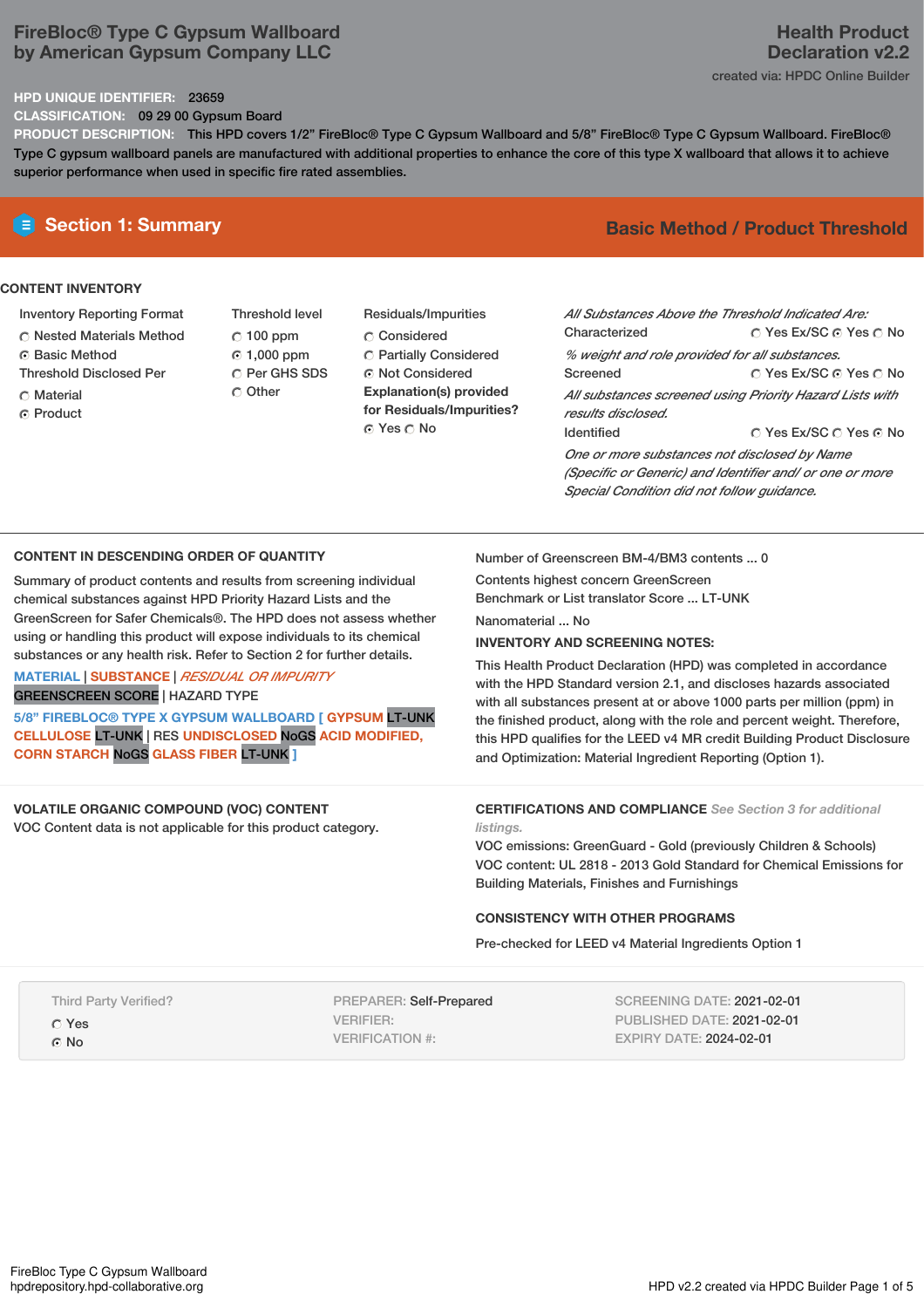# FireBloc® Type C Gypsum Wallboard by American Gypsum Company LLC

**Health Product Declaration v2.2**

created via: HPDC Online Builder

**HPD UNIQUE IDENTIFIER:** 23659

**CLASSIFICATION:** 09 29 00 Gypsum Board

**PRODUCT DESCRIPTION:** This HPD covers 1/2" FireBloc® Type C Gypsum Wallboard and 5/8" FireBloc® Type C Gypsum Wallboard. FireBloc® Type C gypsum wallboard panels are manufactured with additional properties to enhance the core of this type X wallboard that allows it to achieve superior performance when used in specific fire rated assemblies.

## Section 1: Summary

**Basic Method / Product Threshold**

### CONTENT INVENTORY

**Inventory Reporting Format**
- ○ Nested Materials Method
- ● Basic Method

**Threshold Disclosed Per**
- ○ Material
- ● Product

**Threshold level**
- ○ 100 ppm
- ● 1,000 ppm
- ○ Per GHS SDS
- ○ Other

**Residuals/Impurities**
- ○ Considered
- ○ Partially Considered
- ● Not Considered

**Explanation(s) provided for Residuals/Impurities?**
● Yes ○ No

*All Substances Above the Threshold Indicated Are:*

Characterized ○ Yes Ex/SC ● Yes ○ No
*% weight and role provided for all substances.*

Screened ○ Yes Ex/SC ● Yes ○ No
*All substances screened using Priority Hazard Lists with results disclosed.*

Identified ○ Yes Ex/SC ○ Yes ● No
*One or more substances not disclosed by Name (Specific or Generic) and Identifier and/ or one or more Special Condition did not follow guidance.*

### CONTENT IN DESCENDING ORDER OF QUANTITY

Summary of product contents and results from screening individual chemical substances against HPD Priority Hazard Lists and the GreenScreen for Safer Chemicals®. The HPD does not assess whether using or handling this product will expose individuals to its chemical substances or any health risk. Refer to Section 2 for further details.

MATERIAL | SUBSTANCE | *RESIDUAL OR IMPURITY*
GREENSCREEN SCORE | HAZARD TYPE

**5/8" FIREBLOC® TYPE X GYPSUM WALLBOARD [ GYPSUM** LT-UNK **CELLULOSE** LT-UNK | RES **UNDISCLOSED** NoGS **ACID MODIFIED, CORN STARCH** NoGS **GLASS FIBER** LT-UNK **]**

Number of Greenscreen BM-4/BM3 contents ... 0

Contents highest concern GreenScreen Benchmark or List translator Score ... LT-UNK

Nanomaterial ... No

**INVENTORY AND SCREENING NOTES:**

This Health Product Declaration (HPD) was completed in accordance with the HPD Standard version 2.1, and discloses hazards associated with all substances present at or above 1000 parts per million (ppm) in the finished product, along with the role and percent weight. Therefore, this HPD qualifies for the LEED v4 MR credit Building Product Disclosure and Optimization: Material Ingredient Reporting (Option 1).

### VOLATILE ORGANIC COMPOUND (VOC) CONTENT

VOC Content data is not applicable for this product category.

### CERTIFICATIONS AND COMPLIANCE

*See Section 3 for additional listings.*

VOC emissions: GreenGuard - Gold (previously Children & Schools)
VOC content: UL 2818 - 2013 Gold Standard for Chemical Emissions for Building Materials, Finishes and Furnishings

### CONSISTENCY WITH OTHER PROGRAMS

Pre-checked for LEED v4 Material Ingredients Option 1

Third Party Verified?
- ○ Yes
- ● No

PREPARER: Self-Prepared
VERIFIER:
VERIFICATION #:

SCREENING DATE: 2021-02-01
PUBLISHED DATE: 2021-02-01
EXPIRY DATE: 2024-02-01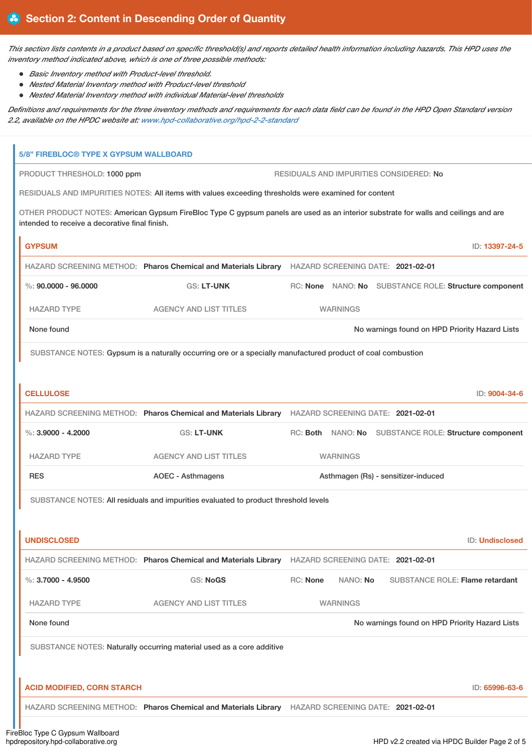## Section 2: Content in Descending Order of Quantity

*This section lists contents in a product based on specific threshold(s) and reports detailed health information including hazards. This HPD uses the inventory method indicated above, which is one of three possible methods:*

- *Basic Inventory method with Product-level threshold.*
- *Nested Material Inventory method with Product-level threshold*
- *Nested Material Inventory method with individual Material-level thresholds*

*Definitions and requirements for the three inventory methods and requirements for each data field can be found in the HPD Open Standard version 2.2, available on the HPDC website at: www.hpd-collaborative.org/hpd-2-2-standard*

### 5/8" FIREBLOC® TYPE X GYPSUM WALLBOARD

PRODUCT THRESHOLD: 1000 ppm

RESIDUALS AND IMPURITIES CONSIDERED: No

RESIDUALS AND IMPURITIES NOTES: All items with values exceeding thresholds were examined for content

OTHER PRODUCT NOTES: American Gypsum FireBloc Type C gypsum panels are used as an interior substrate for walls and ceilings and are intended to receive a decorative final finish.

#### GYPSUM

ID: 13397-24-5

HAZARD SCREENING METHOD: **Pharos Chemical and Materials Library** HAZARD SCREENING DATE: **2021-02-01**

%: **90.0000 - 96.0000** GS: **LT-UNK** RC: **None** NANO: **No** SUBSTANCE ROLE: **Structure component**

| HAZARD TYPE | AGENCY AND LIST TITLES | WARNINGS |
|---|---|---|
| None found | | No warnings found on HPD Priority Hazard Lists |

SUBSTANCE NOTES: Gypsum is a naturally occurring ore or a specially manufactured product of coal combustion

#### CELLULOSE

ID: 9004-34-6

HAZARD SCREENING METHOD: **Pharos Chemical and Materials Library** HAZARD SCREENING DATE: **2021-02-01**

%: **3.9000 - 4.2000** GS: **LT-UNK** RC: **Both** NANO: **No** SUBSTANCE ROLE: **Structure component**

| HAZARD TYPE | AGENCY AND LIST TITLES | WARNINGS |
|---|---|---|
| RES | AOEC - Asthmagens | Asthmagen (Rs) - sensitizer-induced |

SUBSTANCE NOTES: All residuals and impurities evaluated to product threshold levels

#### UNDISCLOSED

ID: Undisclosed

HAZARD SCREENING METHOD: **Pharos Chemical and Materials Library** HAZARD SCREENING DATE: **2021-02-01**

%: **3.7000 - 4.9500** GS: **NoGS** RC: **None** NANO: **No** SUBSTANCE ROLE: **Flame retardant**

| HAZARD TYPE | AGENCY AND LIST TITLES | WARNINGS |
|---|---|---|
| None found | | No warnings found on HPD Priority Hazard Lists |

SUBSTANCE NOTES: Naturally occurring material used as a core additive

#### ACID MODIFIED, CORN STARCH

ID: 65996-63-6

HAZARD SCREENING METHOD: **Pharos Chemical and Materials Library** HAZARD SCREENING DATE: **2021-02-01**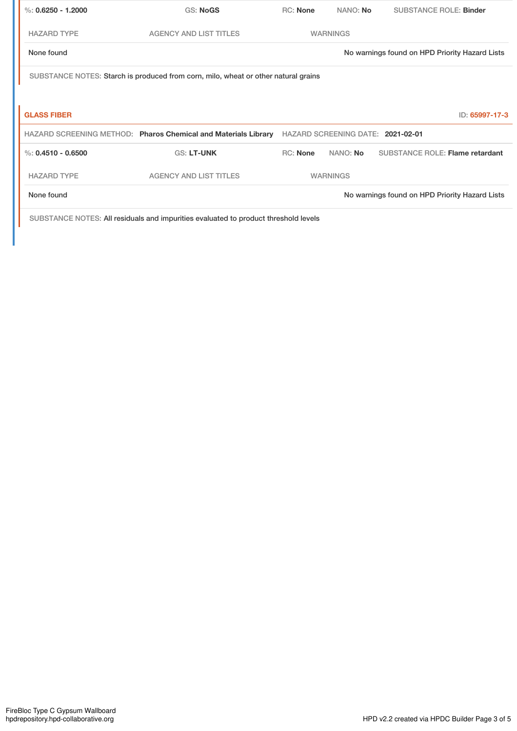%: **0.6250 - 1.2000** GS: **NoGS** RC: **None** NANO: **No** SUBSTANCE ROLE: **Binder**

| HAZARD TYPE | AGENCY AND LIST TITLES | WARNINGS |
| --- | --- | --- |
| None found | | No warnings found on HPD Priority Hazard Lists |

SUBSTANCE NOTES: Starch is produced from corn, milo, wheat or other natural grains

### GLASS FIBER

ID: 65997-17-3

HAZARD SCREENING METHOD: **Pharos Chemical and Materials Library** HAZARD SCREENING DATE: **2021-02-01**

%: **0.4510 - 0.6500** GS: **LT-UNK** RC: **None** NANO: **No** SUBSTANCE ROLE: **Flame retardant**

| HAZARD TYPE | AGENCY AND LIST TITLES | WARNINGS |
| --- | --- | --- |
| None found | | No warnings found on HPD Priority Hazard Lists |

SUBSTANCE NOTES: All residuals and impurities evaluated to product threshold levels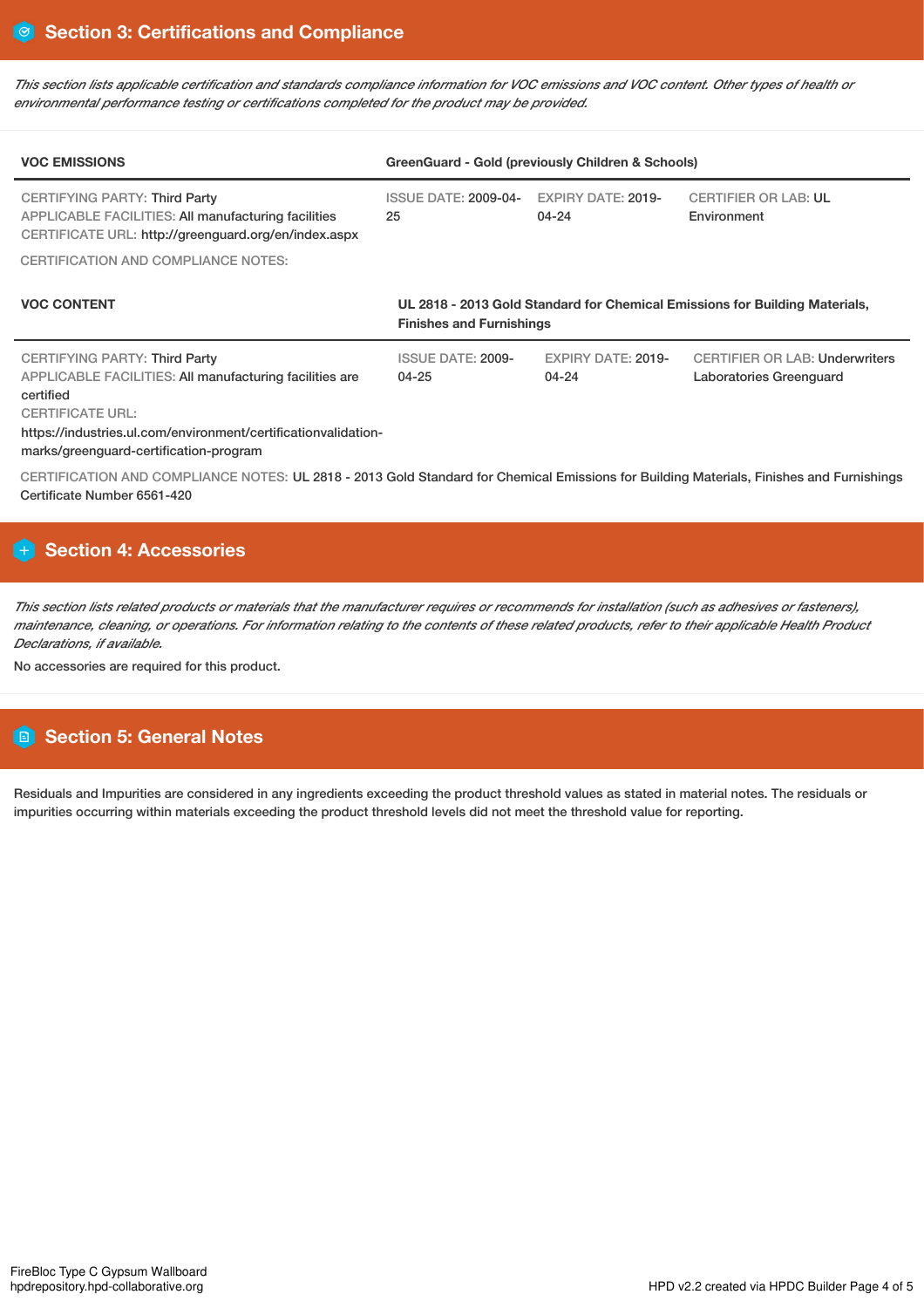## Section 3: Certifications and Compliance

*This section lists applicable certification and standards compliance information for VOC emissions and VOC content. Other types of health or environmental performance testing or certifications completed for the product may be provided.*

| VOC EMISSIONS | GreenGuard - Gold (previously Children & Schools) | | |
|---|---|---|---|
| CERTIFYING PARTY: Third Party<br>APPLICABLE FACILITIES: All manufacturing facilities<br>CERTIFICATE URL: http://greenguard.org/en/index.aspx | ISSUE DATE: 2009-04-25 | EXPIRY DATE: 2019-04-24 | CERTIFIER OR LAB: UL Environment |

CERTIFICATION AND COMPLIANCE NOTES:

| VOC CONTENT | UL 2818 - 2013 Gold Standard for Chemical Emissions for Building Materials, Finishes and Furnishings | | |
|---|---|---|---|
| CERTIFYING PARTY: Third Party<br>APPLICABLE FACILITIES: All manufacturing facilities are certified<br>CERTIFICATE URL: https://industries.ul.com/environment/certificationvalidation-marks/greenguard-certification-program | ISSUE DATE: 2009-04-25 | EXPIRY DATE: 2019-04-24 | CERTIFIER OR LAB: Underwriters Laboratories Greenguard |

CERTIFICATION AND COMPLIANCE NOTES: UL 2818 - 2013 Gold Standard for Chemical Emissions for Building Materials, Finishes and Furnishings Certificate Number 6561-420

## Section 4: Accessories

*This section lists related products or materials that the manufacturer requires or recommends for installation (such as adhesives or fasteners), maintenance, cleaning, or operations. For information relating to the contents of these related products, refer to their applicable Health Product Declarations, if available.*

No accessories are required for this product.

## Section 5: General Notes

Residuals and Impurities are considered in any ingredients exceeding the product threshold values as stated in material notes. The residuals or impurities occurring within materials exceeding the product threshold levels did not meet the threshold value for reporting.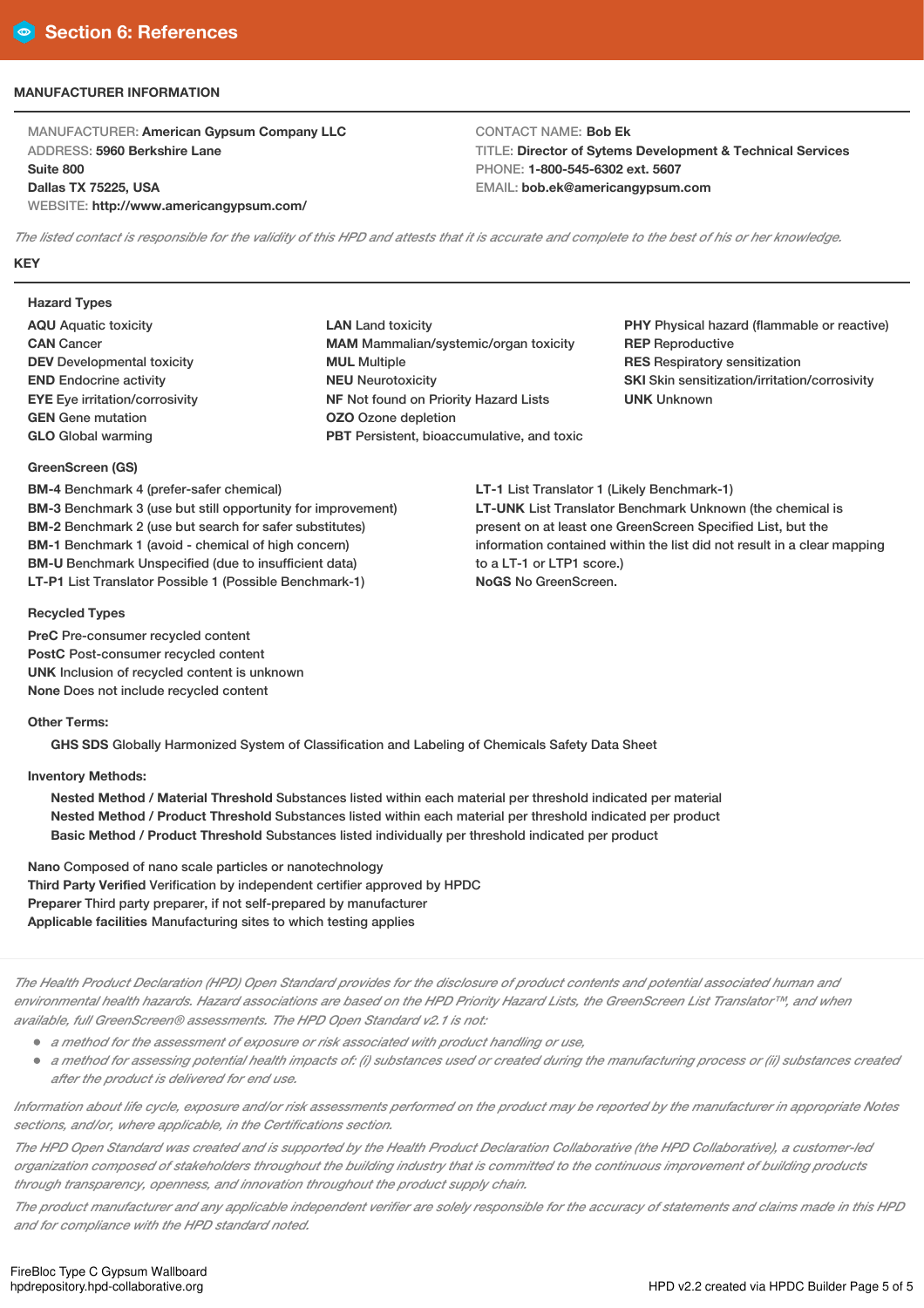## Section 6: References

### MANUFACTURER INFORMATION

MANUFACTURER: **American Gypsum Company LLC**
ADDRESS: **5960 Berkshire Lane**
**Suite 800**
**Dallas TX 75225, USA**
WEBSITE: **http://www.americangypsum.com/**

CONTACT NAME: **Bob Ek**
TITLE: **Director of Sytems Development & Technical Services**
PHONE: **1-800-545-6302 ext. 5607**
EMAIL: **bob.ek@americangypsum.com**

*The listed contact is responsible for the validity of this HPD and attests that it is accurate and complete to the best of his or her knowledge.*

### KEY

**Hazard Types**

**AQU** Aquatic toxicity
**CAN** Cancer
**DEV** Developmental toxicity
**END** Endocrine activity
**EYE** Eye irritation/corrosivity
**GEN** Gene mutation
**GLO** Global warming
**LAN** Land toxicity
**MAM** Mammalian/systemic/organ toxicity
**MUL** Multiple
**NEU** Neurotoxicity
**NF** Not found on Priority Hazard Lists
**OZO** Ozone depletion
**PBT** Persistent, bioaccumulative, and toxic
**PHY** Physical hazard (flammable or reactive)
**REP** Reproductive
**RES** Respiratory sensitization
**SKI** Skin sensitization/irritation/corrosivity
**UNK** Unknown

**GreenScreen (GS)**

**BM-4** Benchmark 4 (prefer-safer chemical)
**BM-3** Benchmark 3 (use but still opportunity for improvement)
**BM-2** Benchmark 2 (use but search for safer substitutes)
**BM-1** Benchmark 1 (avoid - chemical of high concern)
**BM-U** Benchmark Unspecified (due to insufficient data)
**LT-P1** List Translator Possible 1 (Possible Benchmark-1)
**LT-1** List Translator 1 (Likely Benchmark-1)
**LT-UNK** List Translator Benchmark Unknown (the chemical is present on at least one GreenScreen Specified List, but the information contained within the list did not result in a clear mapping to a LT-1 or LTP1 score.)
**NoGS** No GreenScreen.

**Recycled Types**

**PreC** Pre-consumer recycled content
**PostC** Post-consumer recycled content
**UNK** Inclusion of recycled content is unknown
**None** Does not include recycled content

**Other Terms:**

**GHS SDS** Globally Harmonized System of Classification and Labeling of Chemicals Safety Data Sheet

**Inventory Methods:**

**Nested Method / Material Threshold** Substances listed within each material per threshold indicated per material
**Nested Method / Product Threshold** Substances listed within each material per threshold indicated per product
**Basic Method / Product Threshold** Substances listed individually per threshold indicated per product

**Nano** Composed of nano scale particles or nanotechnology
**Third Party Verified** Verification by independent certifier approved by HPDC
**Preparer** Third party preparer, if not self-prepared by manufacturer
**Applicable facilities** Manufacturing sites to which testing applies

*The Health Product Declaration (HPD) Open Standard provides for the disclosure of product contents and potential associated human and environmental health hazards. Hazard associations are based on the HPD Priority Hazard Lists, the GreenScreen List Translator™, and when available, full GreenScreen® assessments. The HPD Open Standard v2.1 is not:*

- *a method for the assessment of exposure or risk associated with product handling or use,*
- *a method for assessing potential health impacts of: (i) substances used or created during the manufacturing process or (ii) substances created after the product is delivered for end use.*

*Information about life cycle, exposure and/or risk assessments performed on the product may be reported by the manufacturer in appropriate Notes sections, and/or, where applicable, in the Certifications section.*

*The HPD Open Standard was created and is supported by the Health Product Declaration Collaborative (the HPD Collaborative), a customer-led organization composed of stakeholders throughout the building industry that is committed to the continuous improvement of building products through transparency, openness, and innovation throughout the product supply chain.*

*The product manufacturer and any applicable independent verifier are solely responsible for the accuracy of statements and claims made in this HPD and for compliance with the HPD standard noted.*